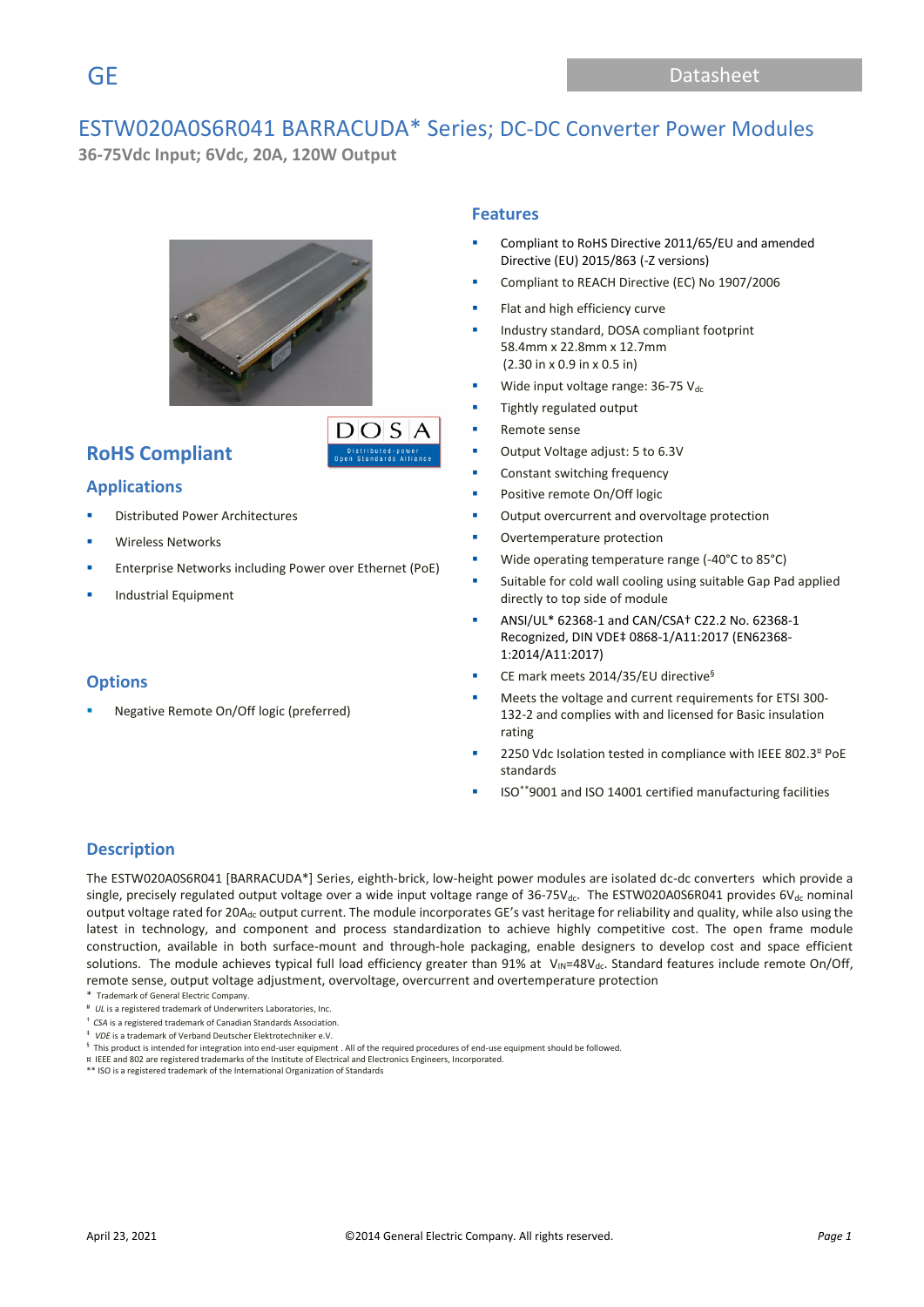GE

Datasheet

# ESTW020A0S6R041 BARRACUDA* Series; DC-DC Converter Power Modules

**36-75Vdc Input; 6Vdc, 20A, 120W Output**

## RoHS Compliant

## Applications

- Distributed Power Architectures
- Wireless Networks
- Enterprise Networks including Power over Ethernet (PoE)
- Industrial Equipment

## Options

- Negative Remote On/Off logic (preferred)

## Features

- Compliant to RoHS Directive 2011/65/EU and amended Directive (EU) 2015/863 (-Z versions)
- Compliant to REACH Directive (EC) No 1907/2006
- Flat and high efficiency curve
- Industry standard, DOSA compliant footprint 58.4mm x 22.8mm x 12.7mm (2.30 in x 0.9 in x 0.5 in)
- Wide input voltage range: 36-75 $V_{dc}$
- Tightly regulated output
- Remote sense
- Output Voltage adjust: 5 to 6.3V
- Constant switching frequency
- Positive remote On/Off logic
- Output overcurrent and overvoltage protection
- Overtemperature protection
- Wide operating temperature range (-40°C to 85°C)
- Suitable for cold wall cooling using suitable Gap Pad applied directly to top side of module
- ANSI/UL* 62368-1 and CAN/CSA† C22.2 No. 62368-1 Recognized, DIN VDE‡ 0868-1/A11:2017 (EN62368-1:2014/A11:2017)
- CE mark meets 2014/35/EU directive[§]
- Meets the voltage and current requirements for ETSI 300-132-2 and complies with and licensed for Basic insulation rating
- 2250 Vdc Isolation tested in compliance with IEEE 802.3[¤] PoE standards
- ISO[**]9001 and ISO 14001 certified manufacturing facilities

## Description

The ESTW020A0S6R041 [BARRACUDA*] Series, eighth-brick, low-height power modules are isolated dc-dc converters which provide a single, precisely regulated output voltage over a wide input voltage range of 36-75$V_{dc}$. The ESTW020A0S6R041 provides 6$V_{dc}$ nominal output voltage rated for 20$A_{dc}$ output current. The module incorporates GE's vast heritage for reliability and quality, while also using the latest in technology, and component and process standardization to achieve highly competitive cost. The open frame module construction, available in both surface-mount and through-hole packaging, enable designers to develop cost and space efficient solutions. The module achieves typical full load efficiency greater than 91% at $V_{IN}$=48$V_{dc}$. Standard features include remote On/Off, remote sense, output voltage adjustment, overvoltage, overcurrent and overtemperature protection

\* Trademark of General Electric Company.
\# *UL* is a registered trademark of Underwriters Laboratories, Inc.
† *CSA* is a registered trademark of Canadian Standards Association.
‡ *VDE* is a trademark of Verband Deutscher Elektrotechniker e.V.
§ This product is intended for integration into end-user equipment . All of the required procedures of end-use equipment should be followed.
¤ IEEE and 802 are registered trademarks of the Institute of Electrical and Electronics Engineers, Incorporated.
** ISO is a registered trademark of the International Organization of Standards

April 23, 2021 ©2014 General Electric Company. All rights reserved.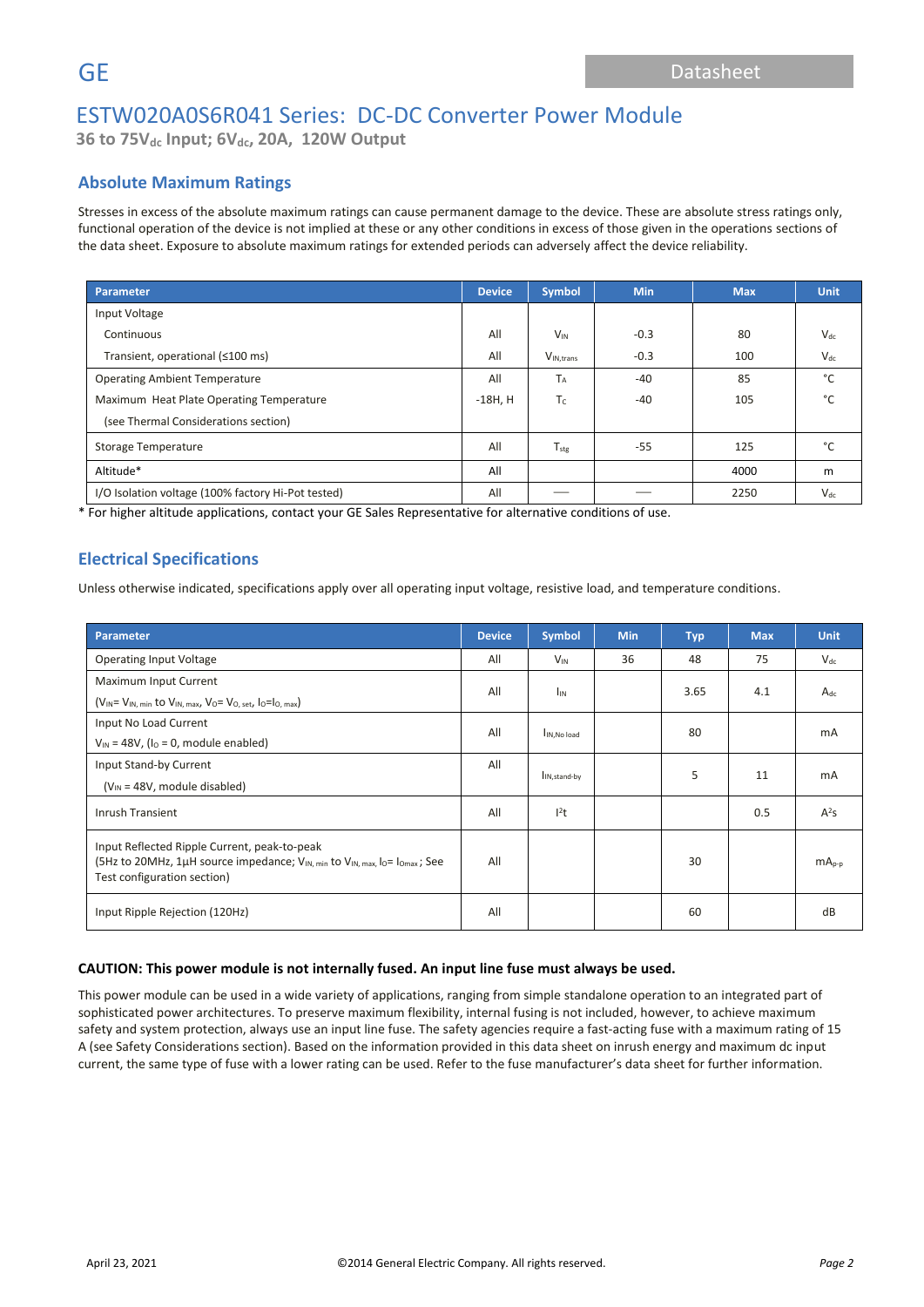GE

Datasheet

# ESTW020A0S6R041 Series: DC-DC Converter Power Module

**36 to 75V$_{dc}$ Input; 6V$_{dc}$, 20A, 120W Output**

## Absolute Maximum Ratings

Stresses in excess of the absolute maximum ratings can cause permanent damage to the device. These are absolute stress ratings only, functional operation of the device is not implied at these or any other conditions in excess of those given in the operations sections of the data sheet. Exposure to absolute maximum ratings for extended periods can adversely affect the device reliability.

| Parameter | Device | Symbol | Min | Max | Unit |
|---|---|---|---|---|---|
| Input Voltage | | | | | |
| Continuous | All | $V_{IN}$ | -0.3 | 80 | $V_{dc}$ |
| Transient, operational (≤100 ms) | All | $V_{IN,trans}$ | -0.3 | 100 | $V_{dc}$ |
| Operating Ambient Temperature | All | $T_A$ | -40 | 85 | °C |
| Maximum Heat Plate Operating Temperature | -18H, H | $T_C$ | -40 | 105 | °C |
| (see Thermal Considerations section) | | | | | |
| Storage Temperature | All | $T_{stg}$ | -55 | 125 | °C |
| Altitude* | All | | | 4000 | m |
| I/O Isolation voltage (100% factory Hi-Pot tested) | All | — | — | 2250 | $V_{dc}$ |

\* For higher altitude applications, contact your GE Sales Representative for alternative conditions of use.

## Electrical Specifications

Unless otherwise indicated, specifications apply over all operating input voltage, resistive load, and temperature conditions.

| Parameter | Device | Symbol | Min | Typ | Max | Unit |
|---|---|---|---|---|---|---|
| Operating Input Voltage | All | $V_{IN}$ | 36 | 48 | 75 | $V_{dc}$ |
| Maximum Input Current ($V_{IN}$= $V_{IN, min}$ to $V_{IN, max}$, $V_O$= $V_{O, set}$, $I_O$=$I_{O, max}$) | All | $I_{IN}$ | | 3.65 | 4.1 | $A_{dc}$ |
| Input No Load Current $V_{IN}$ = 48V, ($I_O$ = 0, module enabled) | All | $I_{IN,No load}$ | | 80 | | mA |
| Input Stand-by Current ($V_{IN}$ = 48V, module disabled) | All | $I_{IN,stand-by}$ | | 5 | 11 | mA |
| Inrush Transient | All | $I^2t$ | | | 0.5 | $A^2s$ |
| Input Reflected Ripple Current, peak-to-peak (5Hz to 20MHz, 1μH source impedance; $V_{IN, min}$ to $V_{IN, max}$, $I_O$= $I_{Omax}$ ; See Test configuration section) | All | | | 30 | | $mA_{p-p}$ |
| Input Ripple Rejection (120Hz) | All | | | 60 | | dB |

**CAUTION: This power module is not internally fused. An input line fuse must always be used.**

This power module can be used in a wide variety of applications, ranging from simple standalone operation to an integrated part of sophisticated power architectures. To preserve maximum flexibility, internal fusing is not included, however, to achieve maximum safety and system protection, always use an input line fuse. The safety agencies require a fast-acting fuse with a maximum rating of 15 A (see Safety Considerations section). Based on the information provided in this data sheet on inrush energy and maximum dc input current, the same type of fuse with a lower rating can be used. Refer to the fuse manufacturer's data sheet for further information.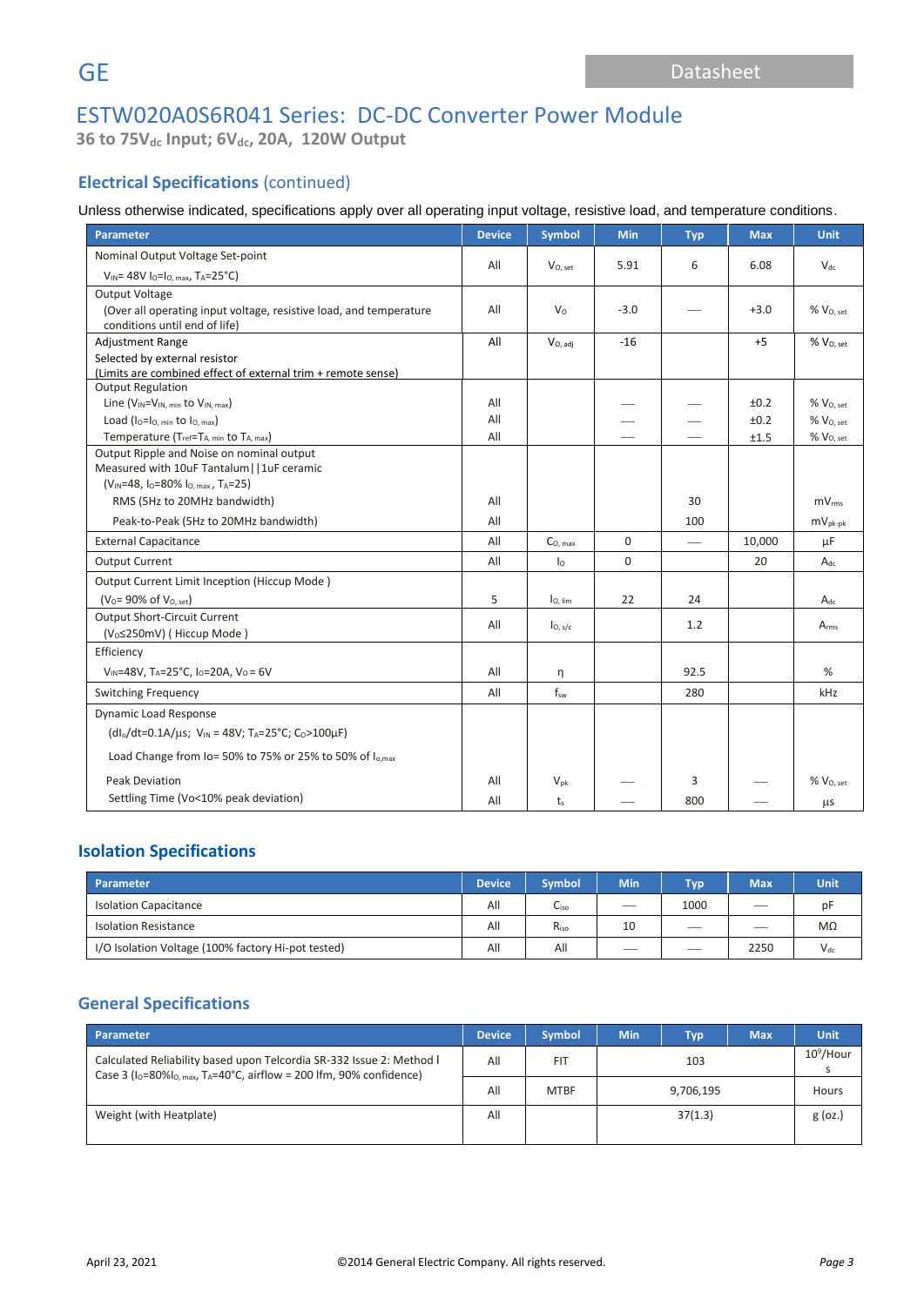# ESTW020A0S6R041 Series: DC-DC Converter Power Module

**36 to 75$V_{dc}$ Input; 6$V_{dc}$, 20A, 120W Output**

## Electrical Specifications (continued)

Unless otherwise indicated, specifications apply over all operating input voltage, resistive load, and temperature conditions.

| Parameter | Device | Symbol | Min | Typ | Max | Unit |
|---|---|---|---|---|---|---|
| Nominal Output Voltage Set-point<br>$V_{IN}$= 48V $I_O$=$I_{O, max}$, $T_A$=25°C) | All | $V_{O, set}$ | 5.91 | 6 | 6.08 | $V_{dc}$ |
| Output Voltage<br>(Over all operating input voltage, resistive load, and temperature conditions until end of life) | All | $V_O$ | -3.0 | — | +3.0 | % $V_{O, set}$ |
| Adjustment Range<br>Selected by external resistor<br>(Limits are combined effect of external trim + remote sense) | All | $V_{O, adj}$ | -16 | | +5 | % $V_{O, set}$ |
| Output Regulation<br>Line ($V_{IN}$=$V_{IN, min}$ to $V_{IN, max}$)<br>Load ($I_O$=$I_{O, min}$ to $I_{O, max}$)<br>Temperature ($T_{ref}$=$T_{A, min}$ to $T_{A, max}$) | <br>All<br>All<br>All | | <br>—<br>—<br>— | <br>—<br>—<br>— | <br>±0.2<br>±0.2<br>±1.5 | <br>% $V_{O, set}$<br>% $V_{O, set}$<br>% $V_{O, set}$ |
| Output Ripple and Noise on nominal output<br>Measured with 10uF Tantalum\|\|1uF ceramic<br>($V_{IN}$=48, $I_O$=80% $I_{O, max}$, $T_A$=25)<br>RMS (5Hz to 20MHz bandwidth)<br>Peak-to-Peak (5Hz to 20MHz bandwidth) | <br><br><br>All<br>All | | | <br><br><br>30<br>100 | | <br><br><br>$mV_{rms}$<br>$mV_{pk-pk}$ |
| External Capacitance | All | $C_{O, max}$ | 0 | — | 10,000 | μF |
| Output Current | All | $I_O$ | 0 | | 20 | $A_{dc}$ |
| Output Current Limit Inception (Hiccup Mode )<br>($V_O$= 90% of $V_{O, set}$) | 5 | $I_{O, lim}$ | 22 | 24 | | $A_{dc}$ |
| Output Short-Circuit Current<br>($V_O$≤250mV) ( Hiccup Mode ) | All | $I_{O, s/c}$ | | 1.2 | | $A_{rms}$ |
| Efficiency<br>$V_{IN}$=48V, $T_A$=25°C, $I_O$=20A, $V_O$ = 6V | All | η | | 92.5 | | % |
| Switching Frequency | All | $f_{sw}$ | | 280 | | kHz |
| Dynamic Load Response<br>($dI_o/dt$=0.1A/μs; $V_{IN}$ = 48V; $T_A$=25°C; $C_O$>100μF)<br>Load Change from Io= 50% to 75% or 25% to 50% of $I_{o,max}$<br>Peak Deviation<br>Settling Time (Vo<10% peak deviation) | <br><br><br>All<br>All | <br><br><br>$V_{pk}$<br>$t_s$ | <br><br><br>—<br>— | <br><br><br>3<br>800 | <br><br><br>—<br>— | <br><br><br>% $V_{O, set}$<br>μs |

## Isolation Specifications

| Parameter | Device | Symbol | Min | Typ | Max | Unit |
|---|---|---|---|---|---|---|
| Isolation Capacitance | All | $C_{iso}$ | — | 1000 | — | pF |
| Isolation Resistance | All | $R_{iso}$ | 10 | — | — | MΩ |
| I/O Isolation Voltage (100% factory Hi-pot tested) | All | All | — | — | 2250 | $V_{dc}$ |

## General Specifications

| Parameter | Device | Symbol | Min | Typ | Max | Unit |
|---|---|---|---|---|---|---|
| Calculated Reliability based upon Telcordia SR-332 Issue 2: Method I Case 3 ($I_O$=80%$I_{O, max}$, $T_A$=40°C, airflow = 200 lfm, 90% confidence) | All | FIT | | 103 | | $10^9$/Hours |
| | All | MTBF | | 9,706,195 | | Hours |
| Weight (with Heatplate) | All | | | 37(1.3) | | g (oz.) |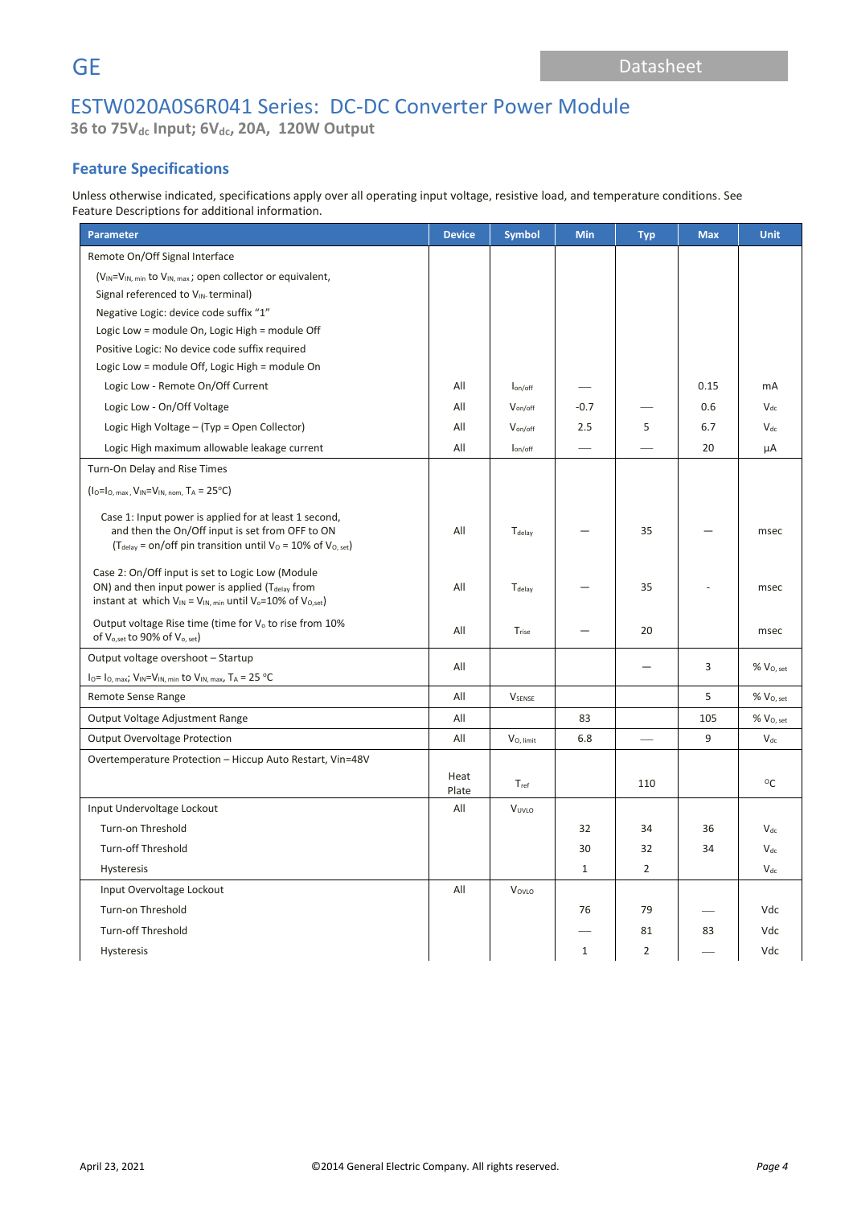# ESTW020A0S6R041 Series: DC-DC Converter Power Module

**36 to 75V$_{dc}$ Input; 6V$_{dc}$, 20A, 120W Output**

## Feature Specifications

Unless otherwise indicated, specifications apply over all operating input voltage, resistive load, and temperature conditions. See Feature Descriptions for additional information.

| Parameter | Device | Symbol | Min | Typ | Max | Unit |
|---|---|---|---|---|---|---|
| Remote On/Off Signal Interface | | | | | | |
| ($V_{IN}=V_{IN,\ min}$ to $V_{IN,\ max}$; open collector or equivalent, | | | | | | |
| Signal referenced to $V_{IN-}$ terminal) | | | | | | |
| Negative Logic: device code suffix "1" | | | | | | |
| Logic Low = module On, Logic High = module Off | | | | | | |
| Positive Logic: No device code suffix required | | | | | | |
| Logic Low = module Off, Logic High = module On | | | | | | |
| Logic Low - Remote On/Off Current | All | $I_{on/off}$ | — | | 0.15 | mA |
| Logic Low - On/Off Voltage | All | $V_{on/off}$ | -0.7 | — | 0.6 | $V_{dc}$ |
| Logic High Voltage – (Typ = Open Collector) | All | $V_{on/off}$ | 2.5 | 5 | 6.7 | $V_{dc}$ |
| Logic High maximum allowable leakage current | All | $I_{on/off}$ | — | — | 20 | μA |
| Turn-On Delay and Rise Times | | | | | | |
| ($I_O=I_{O,\ max}$, $V_{IN}=V_{IN,\ nom}$, $T_A$ = 25°C) | | | | | | |
| Case 1: Input power is applied for at least 1 second, and then the On/Off input is set from OFF to ON ($T_{delay}$ = on/off pin transition until $V_O$ = 10% of $V_{O,\ set}$) | All | $T_{delay}$ | — | 35 | — | msec |
| Case 2: On/Off input is set to Logic Low (Module ON) and then input power is applied ($T_{delay}$ from instant at which $V_{IN} = V_{IN,\ min}$ until $V_o$=10% of $V_{O,set}$) | All | $T_{delay}$ | — | 35 | - | msec |
| Output voltage Rise time (time for $V_o$ to rise from 10% of $V_{o,set}$ to 90% of $V_{o,\ set}$) | All | $T_{rise}$ | — | 20 | | msec |
| Output voltage overshoot – Startup<br>$I_O$= $I_{O,\ max}$; $V_{IN}$=$V_{IN,\ min}$ to $V_{IN,\ max}$, $T_A$ = 25 °C | All | | | — | 3 | % $V_{O,\ set}$ |
| Remote Sense Range | All | $V_{SENSE}$ | | | 5 | % $V_{O,\ set}$ |
| Output Voltage Adjustment Range | All | | 83 | | 105 | % $V_{O,\ set}$ |
| Output Overvoltage Protection | All | $V_{O,\ limit}$ | 6.8 | — | 9 | $V_{dc}$ |
| Overtemperature Protection – Hiccup Auto Restart, Vin=48V | Heat Plate | $T_{ref}$ | | 110 | | °C |
| Input Undervoltage Lockout | All | $V_{UVLO}$ | | | | |
| Turn-on Threshold | | | 32 | 34 | 36 | $V_{dc}$ |
| Turn-off Threshold | | | 30 | 32 | 34 | $V_{dc}$ |
| Hysteresis | | | 1 | 2 | | $V_{dc}$ |
| Input Overvoltage Lockout | All | $V_{OVLO}$ | | | | |
| Turn-on Threshold | | | 76 | 79 | — | Vdc |
| Turn-off Threshold | | | — | 81 | 83 | Vdc |
| Hysteresis | | | 1 | 2 | — | Vdc |

April 23, 2021 ©2014 General Electric Company. All rights reserved.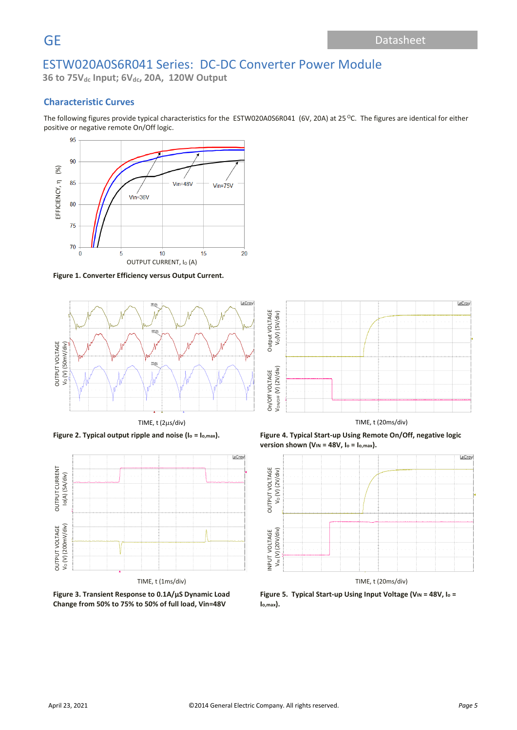## Characteristic Curves

The following figures provide typical characteristics for the ESTW020A0S6R041 (6V, 20A) at 25 °C. The figures are identical for either positive or negative remote On/Off logic.

**Figure 1. Converter Efficiency versus Output Current.**

**Figure 2. Typical output ripple and noise ($I_o = I_{o,max}$).**

**Figure 3. Transient Response to 0.1A/µS Dynamic Load Change from 50% to 75% to 50% of full load, Vin=48V**

**Figure 4. Typical Start-up Using Remote On/Off, negative logic version shown ($V_{IN}$ = 48V, $I_o = I_{o,max}$).**

**Figure 5. Typical Start-up Using Input Voltage ($V_{IN}$ = 48V, $I_o = I_{o,max}$).**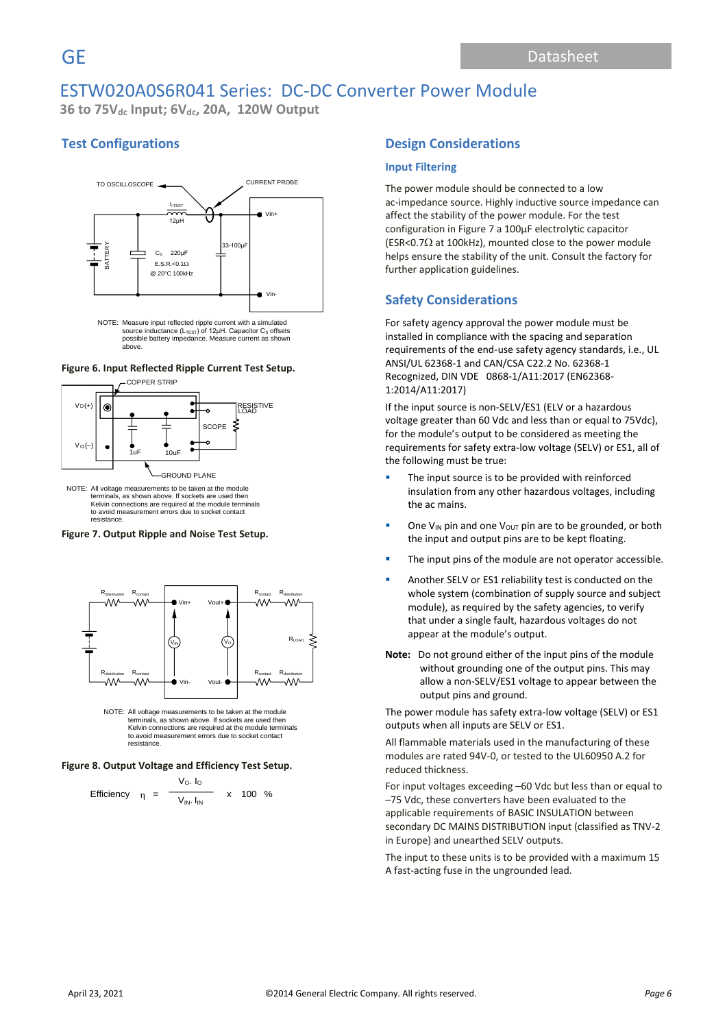# ESTW020A0S6R041 Series: DC-DC Converter Power Module

**36 to 75$V_{dc}$ Input; 6$V_{dc}$, 20A, 120W Output**

## Test Configurations

NOTE: Measure input reflected ripple current with a simulated source inductance ($L_{TEST}$) of 12μH. Capacitor $C_S$ offsets possible battery impedance. Measure current as shown above.

**Figure 6. Input Reflected Ripple Current Test Setup.**

NOTE: All voltage measurements to be taken at the module terminals, as shown above. If sockets are used then Kelvin connections are required at the module terminals to avoid measurement errors due to socket contact resistance.

**Figure 7. Output Ripple and Noise Test Setup.**

NOTE: All voltage measurements to be taken at the module terminals, as shown above. If sockets are used then Kelvin connections are required at the module terminals to avoid measurement errors due to socket contact resistance.

**Figure 8. Output Voltage and Efficiency Test Setup.**

$$\text{Efficiency} \quad \eta = \frac{V_O \cdot I_O}{V_{IN} \cdot I_{IN}} \times 100 \%$$

## Design Considerations

### Input Filtering

The power module should be connected to a low ac-impedance source. Highly inductive source impedance can affect the stability of the power module. For the test configuration in Figure 7 a 100μF electrolytic capacitor (ESR<0.7Ω at 100kHz), mounted close to the power module helps ensure the stability of the unit. Consult the factory for further application guidelines.

## Safety Considerations

For safety agency approval the power module must be installed in compliance with the spacing and separation requirements of the end-use safety agency standards, i.e., UL ANSI/UL 62368-1 and CAN/CSA C22.2 No. 62368-1 Recognized, DIN VDE 0868-1/A11:2017 (EN62368-1:2014/A11:2017)

If the input source is non-SELV/ES1 (ELV or a hazardous voltage greater than 60 Vdc and less than or equal to 75Vdc), for the module's output to be considered as meeting the requirements for safety extra-low voltage (SELV) or ES1, all of the following must be true:

- The input source is to be provided with reinforced insulation from any other hazardous voltages, including the ac mains.
- One $V_{IN}$ pin and one $V_{OUT}$ pin are to be grounded, or both the input and output pins are to be kept floating.
- The input pins of the module are not operator accessible.
- Another SELV or ES1 reliability test is conducted on the whole system (combination of supply source and subject module), as required by the safety agencies, to verify that under a single fault, hazardous voltages do not appear at the module's output.

**Note:** Do not ground either of the input pins of the module without grounding one of the output pins. This may allow a non-SELV/ES1 voltage to appear between the output pins and ground.

The power module has safety extra-low voltage (SELV) or ES1 outputs when all inputs are SELV or ES1.

All flammable materials used in the manufacturing of these modules are rated 94V-0, or tested to the UL60950 A.2 for reduced thickness.

For input voltages exceeding –60 Vdc but less than or equal to –75 Vdc, these converters have been evaluated to the applicable requirements of BASIC INSULATION between secondary DC MAINS DISTRIBUTION input (classified as TNV-2 in Europe) and unearthed SELV outputs.

The input to these units is to be provided with a maximum 15 A fast-acting fuse in the ungrounded lead.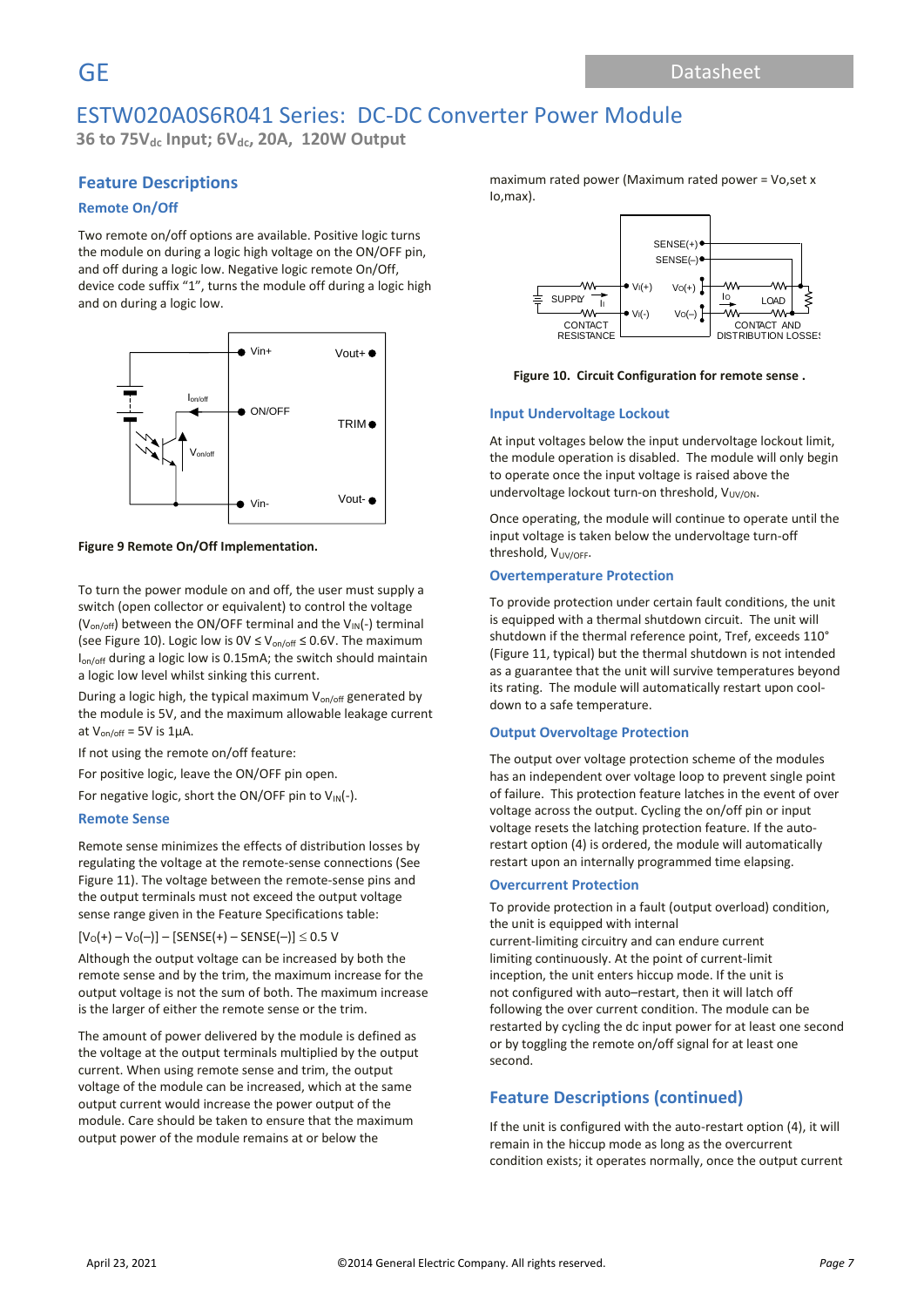## Feature Descriptions

### Remote On/Off

Two remote on/off options are available. Positive logic turns the module on during a logic high voltage on the ON/OFF pin, and off during a logic low. Negative logic remote On/Off, device code suffix "1", turns the module off during a logic high and on during a logic low.

**Figure 9 Remote On/Off Implementation.**

To turn the power module on and off, the user must supply a switch (open collector or equivalent) to control the voltage ($V_{on/off}$) between the ON/OFF terminal and the $V_{IN}$(-) terminal (see Figure 10). Logic low is 0V ≤ $V_{on/off}$ ≤ 0.6V. The maximum $I_{on/off}$ during a logic low is 0.15mA; the switch should maintain a logic low level whilst sinking this current.

During a logic high, the typical maximum $V_{on/off}$ generated by the module is 5V, and the maximum allowable leakage current at $V_{on/off}$ = 5V is 1μA.

If not using the remote on/off feature:

For positive logic, leave the ON/OFF pin open.

For negative logic, short the ON/OFF pin to $V_{IN}$(-).

### Remote Sense

Remote sense minimizes the effects of distribution losses by regulating the voltage at the remote-sense connections (See Figure 11). The voltage between the remote-sense pins and the output terminals must not exceed the output voltage sense range given in the Feature Specifications table:

$$[V_O(+) – V_O(–)] – [SENSE(+) – SENSE(–)] \leq 0.5 \text{ V}$$

Although the output voltage can be increased by both the remote sense and by the trim, the maximum increase for the output voltage is not the sum of both. The maximum increase is the larger of either the remote sense or the trim.

The amount of power delivered by the module is defined as the voltage at the output terminals multiplied by the output current. When using remote sense and trim, the output voltage of the module can be increased, which at the same output current would increase the power output of the module. Care should be taken to ensure that the maximum output power of the module remains at or below the maximum rated power (Maximum rated power = Vo,set x Io,max).

**Figure 10. Circuit Configuration for remote sense .**

### Input Undervoltage Lockout

At input voltages below the input undervoltage lockout limit, the module operation is disabled. The module will only begin to operate once the input voltage is raised above the undervoltage lockout turn-on threshold, $V_{UV/ON}$.

Once operating, the module will continue to operate until the input voltage is taken below the undervoltage turn-off threshold, $V_{UV/OFF}$.

### Overtemperature Protection

To provide protection under certain fault conditions, the unit is equipped with a thermal shutdown circuit. The unit will shutdown if the thermal reference point, Tref, exceeds 110° (Figure 11, typical) but the thermal shutdown is not intended as a guarantee that the unit will survive temperatures beyond its rating. The module will automatically restart upon cool-down to a safe temperature.

### Output Overvoltage Protection

The output over voltage protection scheme of the modules has an independent over voltage loop to prevent single point of failure. This protection feature latches in the event of over voltage across the output. Cycling the on/off pin or input voltage resets the latching protection feature. If the auto-restart option (4) is ordered, the module will automatically restart upon an internally programmed time elapsing.

### Overcurrent Protection

To provide protection in a fault (output overload) condition, the unit is equipped with internal current-limiting circuitry and can endure current limiting continuously. At the point of current-limit inception, the unit enters hiccup mode. If the unit is not configured with auto–restart, then it will latch off following the over current condition. The module can be restarted by cycling the dc input power for at least one second or by toggling the remote on/off signal for at least one second.

## Feature Descriptions (continued)

If the unit is configured with the auto-restart option (4), it will remain in the hiccup mode as long as the overcurrent condition exists; it operates normally, once the output current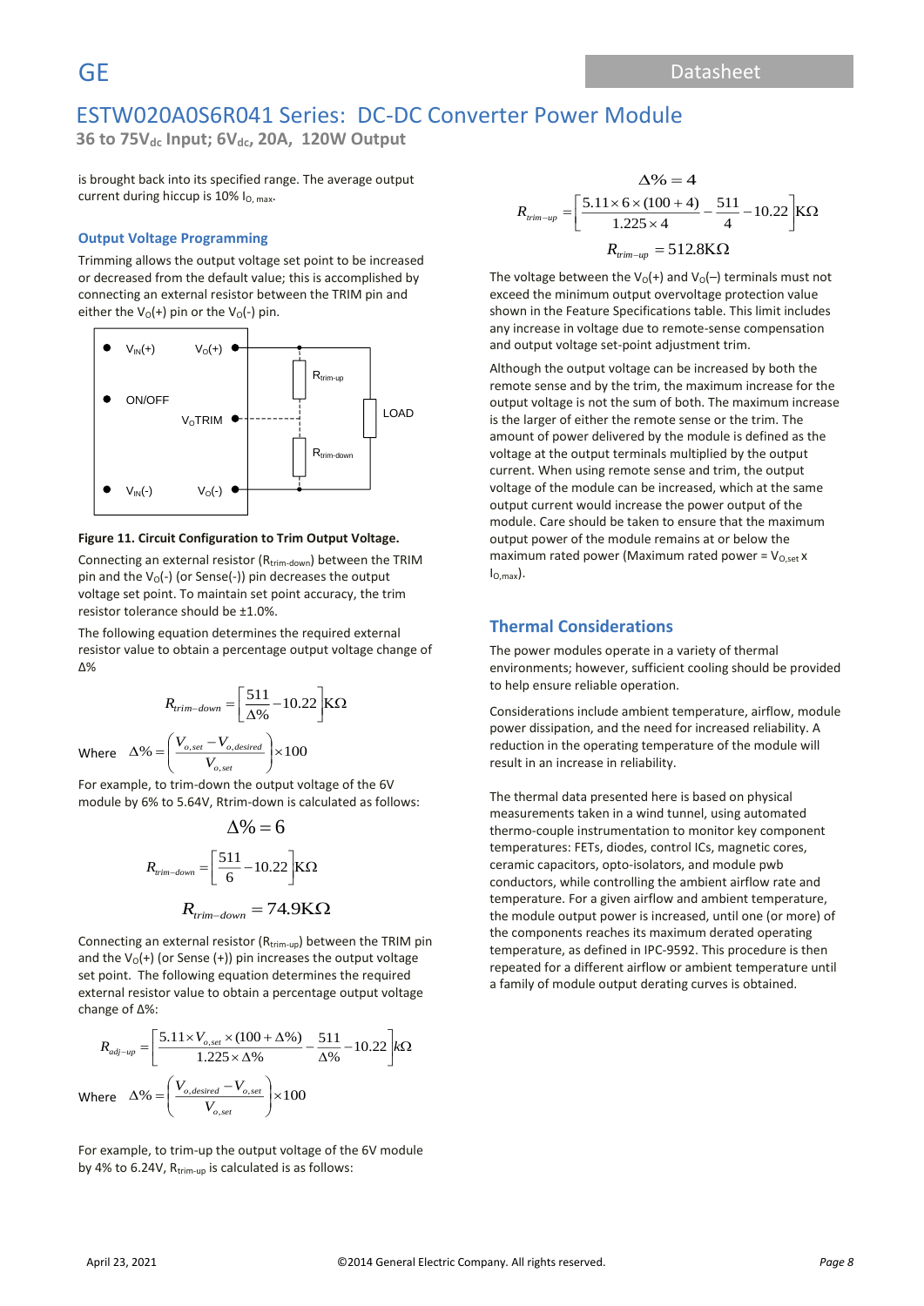is brought back into its specified range. The average output current during hiccup is 10% $I_{O,\,max}$.

### Output Voltage Programming

Trimming allows the output voltage set point to be increased or decreased from the default value; this is accomplished by connecting an external resistor between the TRIM pin and either the $V_O(+)$ pin or the $V_O(-)$ pin.

**Figure 11. Circuit Configuration to Trim Output Voltage.**

Connecting an external resistor ($R_{trim-down}$) between the TRIM pin and the $V_O(-)$ (or Sense(-)) pin decreases the output voltage set point. To maintain set point accuracy, the trim resistor tolerance should be ±1.0%.

The following equation determines the required external resistor value to obtain a percentage output voltage change of Δ%

$$R_{trim-down} = \left[\frac{511}{\Delta\%} - 10.22\right] K\Omega$$

Where $\Delta\% = \left(\frac{V_{o,set} - V_{o,desired}}{V_{o,set}}\right) \times 100$

For example, to trim-down the output voltage of the 6V module by 6% to 5.64V, Rtrim-down is calculated as follows:

$$\Delta\% = 6$$

$$R_{trim-down} = \left[\frac{511}{6} - 10.22\right] K\Omega$$

$$R_{trim-down} = 74.9 K\Omega$$

Connecting an external resistor ($R_{trim-up}$) between the TRIM pin and the $V_O(+)$ (or Sense (+)) pin increases the output voltage set point. The following equation determines the required external resistor value to obtain a percentage output voltage change of Δ%:

$$R_{adj-up} = \left[\frac{5.11 \times V_{o,set} \times (100 + \Delta\%)}{1.225 \times \Delta\%} - \frac{511}{\Delta\%} - 10.22\right] k\Omega$$

Where $\Delta\% = \left(\frac{V_{o,desired} - V_{o,set}}{V_{o,set}}\right) \times 100$

For example, to trim-up the output voltage of the 6V module by 4% to 6.24V, $R_{trim-up}$ is calculated is as follows:

$$\Delta\% = 4$$

$$R_{trim-up} = \left[\frac{5.11 \times 6 \times (100 + 4)}{1.225 \times 4} - \frac{511}{4} - 10.22\right] K\Omega$$

$$R_{trim-up} = 512.8 K\Omega$$

The voltage between the $V_O(+)$ and $V_O(–)$ terminals must not exceed the minimum output overvoltage protection value shown in the Feature Specifications table. This limit includes any increase in voltage due to remote-sense compensation and output voltage set-point adjustment trim.

Although the output voltage can be increased by both the remote sense and by the trim, the maximum increase for the output voltage is not the sum of both. The maximum increase is the larger of either the remote sense or the trim. The amount of power delivered by the module is defined as the voltage at the output terminals multiplied by the output current. When using remote sense and trim, the output voltage of the module can be increased, which at the same output current would increase the power output of the module. Care should be taken to ensure that the maximum output power of the module remains at or below the maximum rated power (Maximum rated power = $V_{O,set}$ x $I_{O,max}$).

## Thermal Considerations

The power modules operate in a variety of thermal environments; however, sufficient cooling should be provided to help ensure reliable operation.

Considerations include ambient temperature, airflow, module power dissipation, and the need for increased reliability. A reduction in the operating temperature of the module will result in an increase in reliability.

The thermal data presented here is based on physical measurements taken in a wind tunnel, using automated thermo-couple instrumentation to monitor key component temperatures: FETs, diodes, control ICs, magnetic cores, ceramic capacitors, opto-isolators, and module pwb conductors, while controlling the ambient airflow rate and temperature. For a given airflow and ambient temperature, the module output power is increased, until one (or more) of the components reaches its maximum derated operating temperature, as defined in IPC-9592. This procedure is then repeated for a different airflow or ambient temperature until a family of module output derating curves is obtained.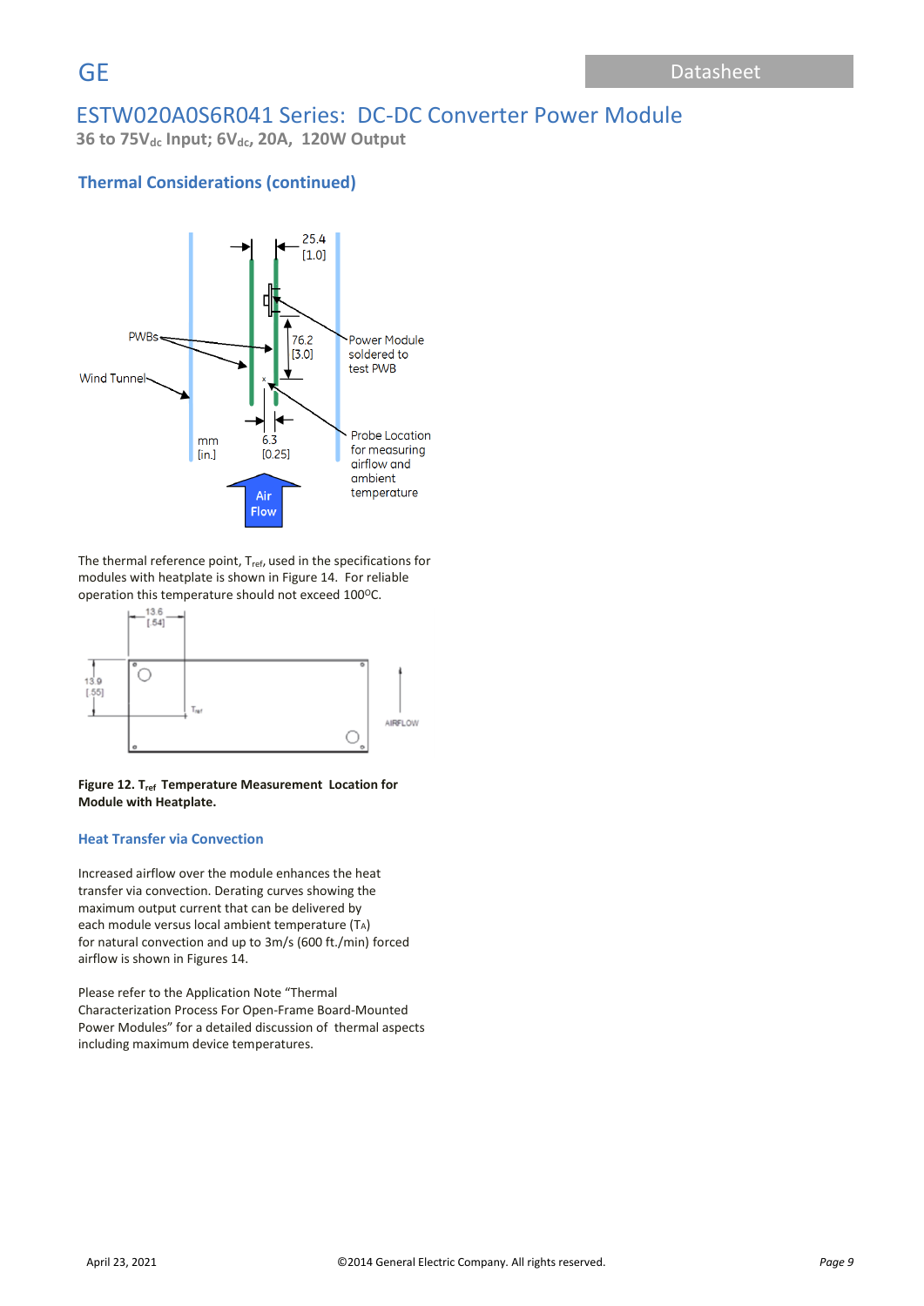## Thermal Considerations (continued)

The thermal reference point, $T_{ref}$, used in the specifications for modules with heatplate is shown in Figure 14. For reliable operation this temperature should not exceed 100ºC.

**Figure 12. $T_{ref}$ Temperature Measurement Location for Module with Heatplate.**

### Heat Transfer via Convection

Increased airflow over the module enhances the heat transfer via convection. Derating curves showing the maximum output current that can be delivered by each module versus local ambient temperature ($T_A$) for natural convection and up to 3m/s (600 ft./min) forced airflow is shown in Figures 14.

Please refer to the Application Note "Thermal Characterization Process For Open-Frame Board-Mounted Power Modules" for a detailed discussion of thermal aspects including maximum device temperatures.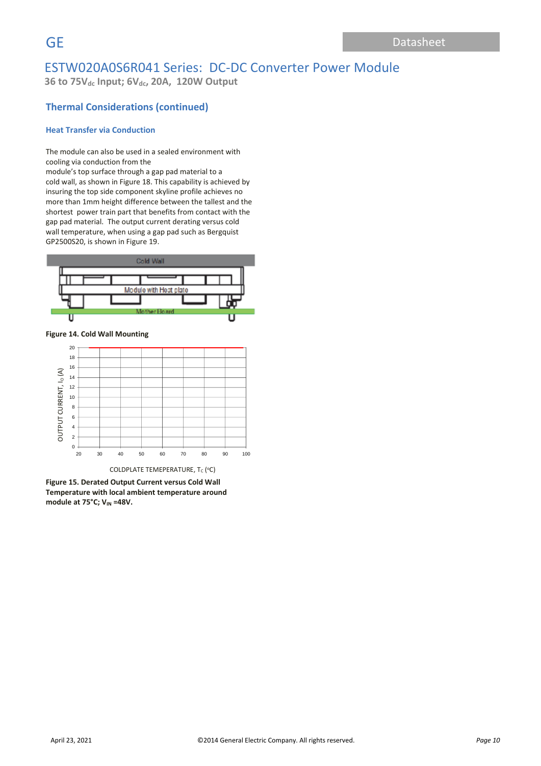## Thermal Considerations (continued)

### Heat Transfer via Conduction

The module can also be used in a sealed environment with cooling via conduction from the module's top surface through a gap pad material to a cold wall, as shown in Figure 18. This capability is achieved by insuring the top side component skyline profile achieves no more than 1mm height difference between the tallest and the shortest power train part that benefits from contact with the gap pad material. The output current derating versus cold wall temperature, when using a gap pad such as Bergquist GP2500S20, is shown in Figure 19.

**Figure 14. Cold Wall Mounting**

**Figure 15. Derated Output Current versus Cold Wall Temperature with local ambient temperature around module at 75°C; $V_{IN}$ =48V.**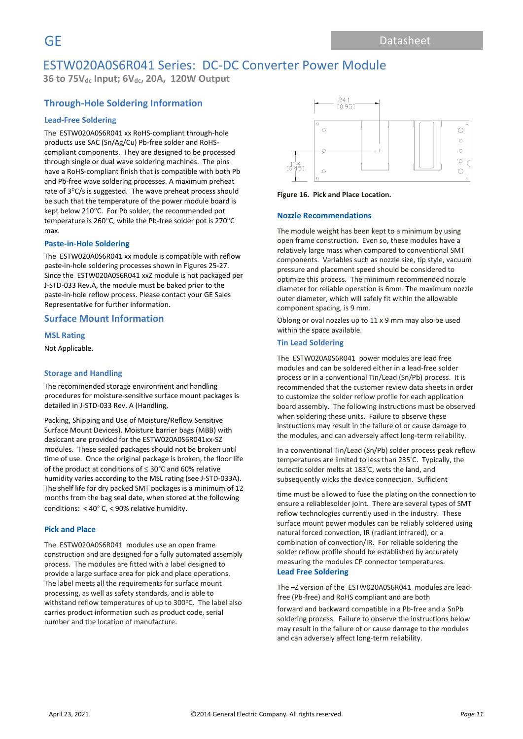## Through-Hole Soldering Information

### Lead-Free Soldering

The ESTW020A0S6R041 xx RoHS-compliant through-hole products use SAC (Sn/Ag/Cu) Pb-free solder and RoHS-compliant components. They are designed to be processed through single or dual wave soldering machines. The pins have a RoHS-compliant finish that is compatible with both Pb and Pb-free wave soldering processes. A maximum preheat rate of 3°C/s is suggested. The wave preheat process should be such that the temperature of the power module board is kept below 210°C. For Pb solder, the recommended pot temperature is 260°C, while the Pb-free solder pot is 270°C max.

### Paste-in-Hole Soldering

The ESTW020A0S6R041 xx module is compatible with reflow paste-in-hole soldering processes shown in Figures 25-27. Since the ESTW020A0S6R041 xxZ module is not packaged per J-STD-033 Rev.A, the module must be baked prior to the paste-in-hole reflow process. Please contact your GE Sales Representative for further information.

## Surface Mount Information

### MSL Rating

Not Applicable.

### Storage and Handling

The recommended storage environment and handling procedures for moisture-sensitive surface mount packages is detailed in J-STD-033 Rev. A (Handling,

Packing, Shipping and Use of Moisture/Reflow Sensitive Surface Mount Devices). Moisture barrier bags (MBB) with desiccant are provided for the ESTW020A0S6R041xx-SZ modules. These sealed packages should not be broken until time of use. Once the original package is broken, the floor life of the product at conditions of ≤ 30°C and 60% relative humidity varies according to the MSL rating (see J-STD-033A). The shelf life for dry packed SMT packages is a minimum of 12 months from the bag seal date, when stored at the following conditions: < 40° C, < 90% relative humidity.

### Pick and Place

The ESTW020A0S6R041 modules use an open frame construction and are designed for a fully automated assembly process. The modules are fitted with a label designed to provide a large surface area for pick and place operations. The label meets all the requirements for surface mount processing, as well as safety standards, and is able to withstand reflow temperatures of up to 300°C. The label also carries product information such as product code, serial number and the location of manufacture.

**Figure 16. Pick and Place Location.**

### Nozzle Recommendations

The module weight has been kept to a minimum by using open frame construction. Even so, these modules have a relatively large mass when compared to conventional SMT components. Variables such as nozzle size, tip style, vacuum pressure and placement speed should be considered to optimize this process. The minimum recommended nozzle diameter for reliable operation is 6mm. The maximum nozzle outer diameter, which will safely fit within the allowable component spacing, is 9 mm.

Oblong or oval nozzles up to 11 x 9 mm may also be used within the space available.

### Tin Lead Soldering

The ESTW020A0S6R041 power modules are lead free modules and can be soldered either in a lead-free solder process or in a conventional Tin/Lead (Sn/Pb) process. It is recommended that the customer review data sheets in order to customize the solder reflow profile for each application board assembly. The following instructions must be observed when soldering these units. Failure to observe these instructions may result in the failure of or cause damage to the modules, and can adversely affect long-term reliability.

In a conventional Tin/Lead (Sn/Pb) solder process peak reflow temperatures are limited to less than 235°C. Typically, the eutectic solder melts at 183°C, wets the land, and subsequently wicks the device connection. Sufficient

time must be allowed to fuse the plating on the connection to ensure a reliablesolder joint. There are several types of SMT reflow technologies currently used in the industry. These surface mount power modules can be reliably soldered using natural forced convection, IR (radiant infrared), or a combination of convection/IR. For reliable soldering the solder reflow profile should be established by accurately measuring the modules CP connector temperatures.

### Lead Free Soldering

The –Z version of the ESTW020A0S6R041 modules are lead-free (Pb-free) and RoHS compliant and are both

forward and backward compatible in a Pb-free and a SnPb soldering process. Failure to observe the instructions below may result in the failure of or cause damage to the modules and can adversely affect long-term reliability.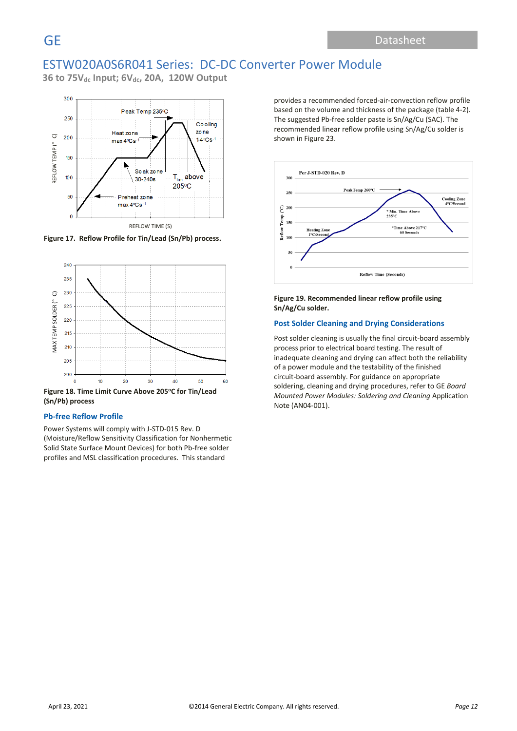Figure 17. Reflow Profile for Tin/Lead (Sn/Pb) process.

Figure 18. Time Limit Curve Above 205°C for Tin/Lead (Sn/Pb) process

### Pb-free Reflow Profile

Power Systems will comply with J-STD-015 Rev. D (Moisture/Reflow Sensitivity Classification for Nonhermetic Solid State Surface Mount Devices) for both Pb-free solder profiles and MSL classification procedures. This standard provides a recommended forced-air-convection reflow profile based on the volume and thickness of the package (table 4-2). The suggested Pb-free solder paste is Sn/Ag/Cu (SAC). The recommended linear reflow profile using Sn/Ag/Cu solder is shown in Figure 23.

Figure 19. Recommended linear reflow profile using Sn/Ag/Cu solder.

### Post Solder Cleaning and Drying Considerations

Post solder cleaning is usually the final circuit-board assembly process prior to electrical board testing. The result of inadequate cleaning and drying can affect both the reliability of a power module and the testability of the finished circuit-board assembly. For guidance on appropriate soldering, cleaning and drying procedures, refer to GE *Board Mounted Power Modules: Soldering and Cleaning* Application Note (AN04-001).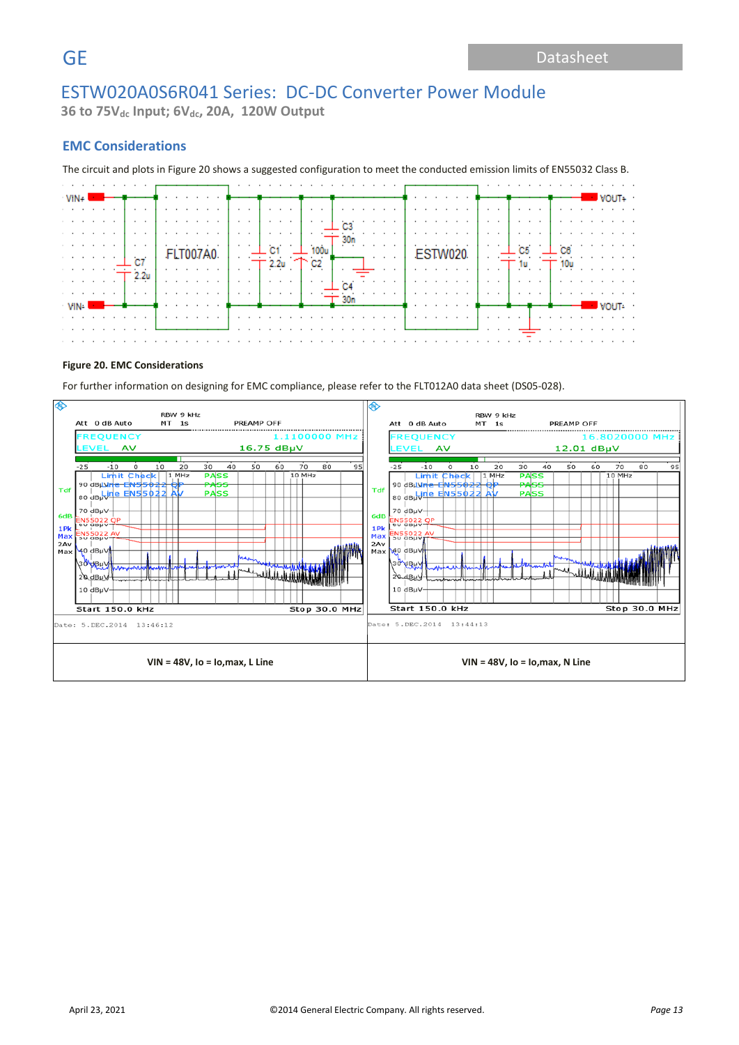## EMC Considerations

The circuit and plots in Figure 20 shows a suggested configuration to meet the conducted emission limits of EN55032 Class B.

**Figure 20. EMC Considerations**

For further information on designing for EMC compliance, please refer to the FLT012A0 data sheet (DS05-028).

| VIN = 48V, Io = Io,max, L Line | VIN = 48V, Io = Io,max, N Line |
|---|---|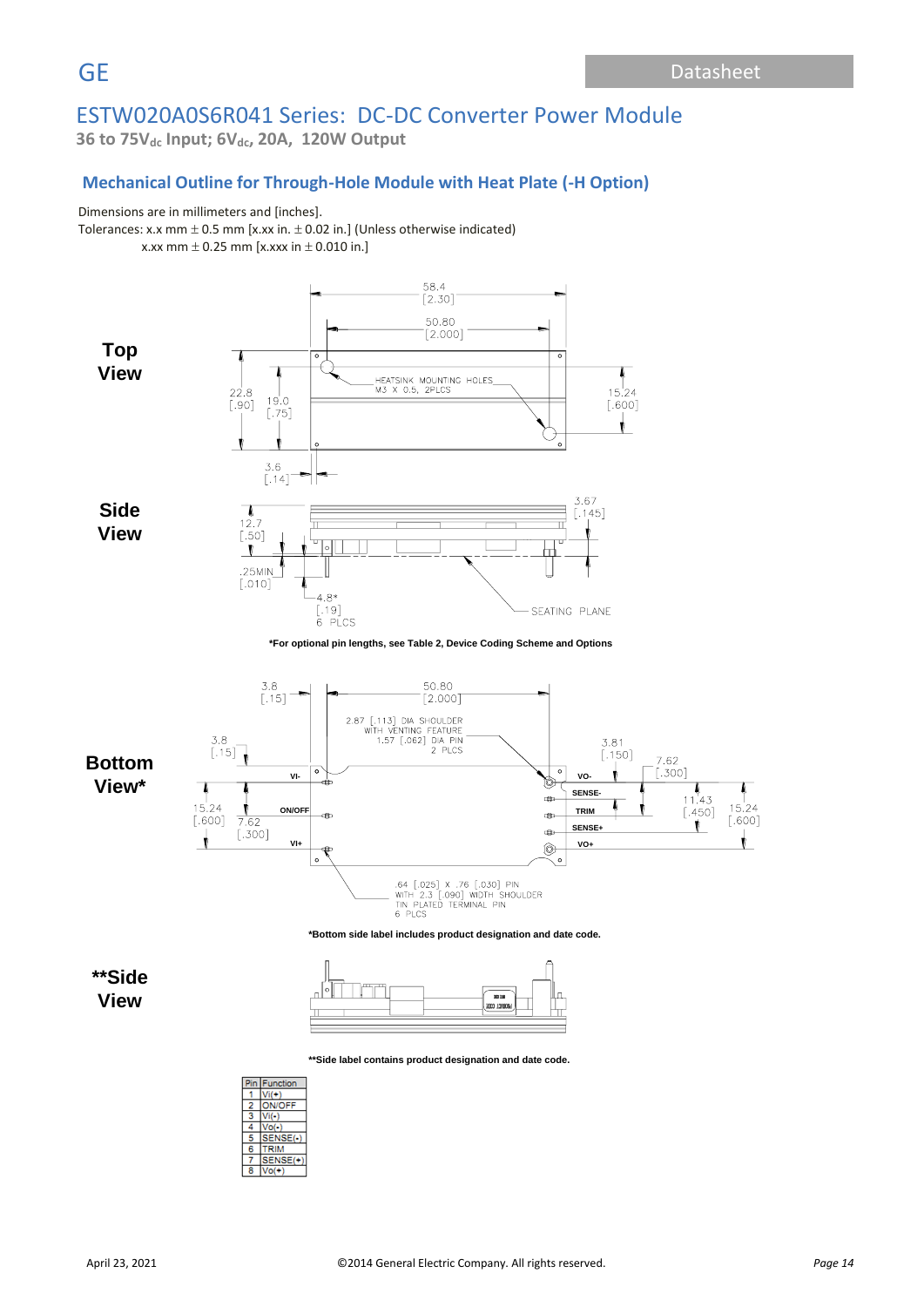# ESTW020A0S6R041 Series: DC-DC Converter Power Module

**36 to 75V$_{dc}$ Input; 6V$_{dc}$, 20A, 120W Output**

## Mechanical Outline for Through-Hole Module with Heat Plate (-H Option)

Dimensions are in millimeters and [inches].

Tolerances: x.x mm ± 0.5 mm [x.xx in. ± 0.02 in.] (Unless otherwise indicated)

x.xx mm ± 0.25 mm [x.xxx in ± 0.010 in.]

**Top View**

**Side View**

*For optional pin lengths, see Table 2, Device Coding Scheme and Options

**Bottom View***

*Bottom side label includes product designation and date code.

****Side View**

**Side label contains product designation and date code.

| Pin | Function |
|---|---|
| 1 | Vi(+) |
| 2 | ON/OFF |
| 3 | Vi(-) |
| 4 | Vo(-) |
| 5 | SENSE(-) |
| 6 | TRIM |
| 7 | SENSE(+) |
| 8 | Vo(+) |

April 23, 2021 ©2014 General Electric Company. All rights reserved.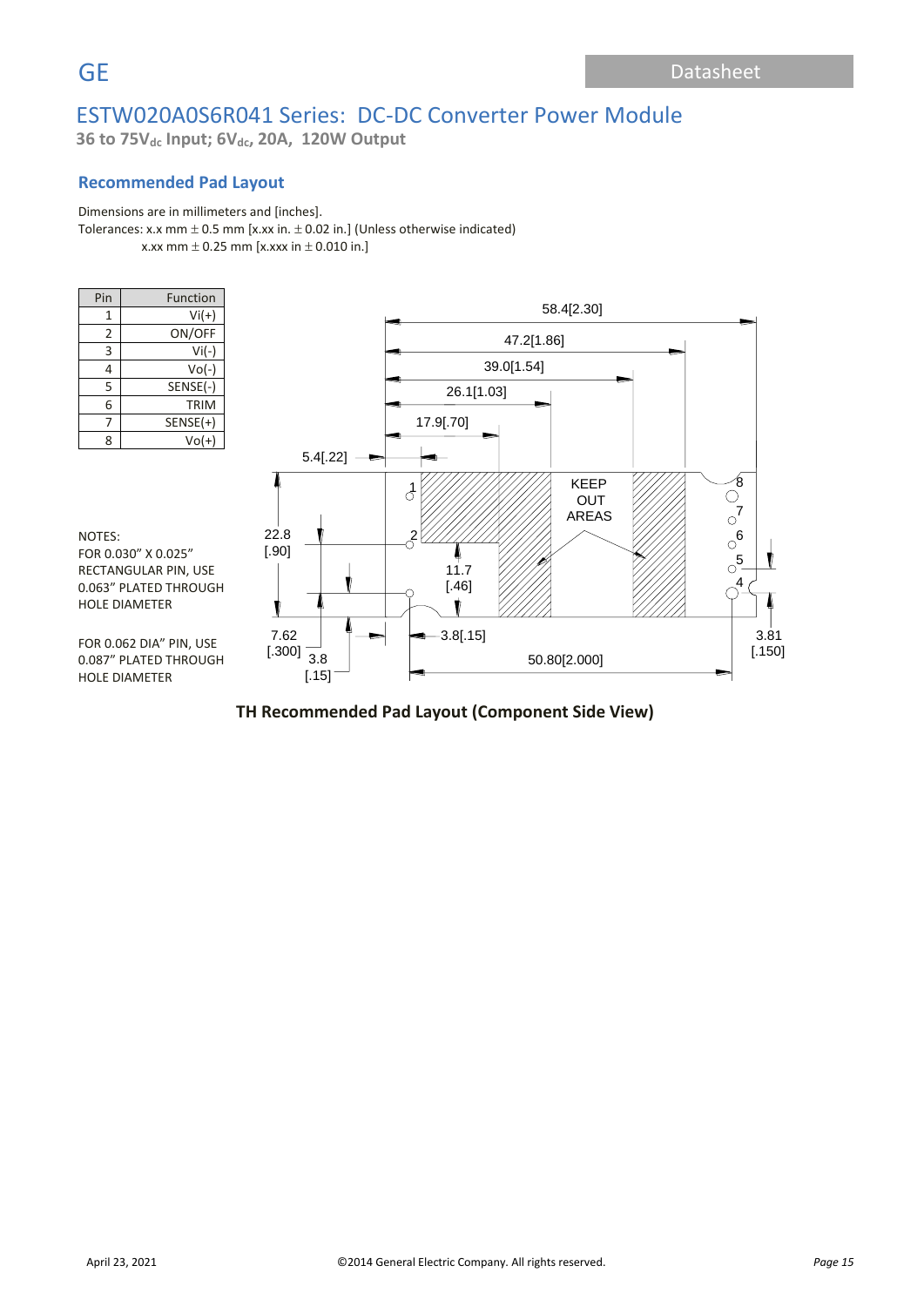# ESTW020A0S6R041 Series: DC-DC Converter Power Module

**36 to 75V$_{dc}$ Input; 6V$_{dc}$, 20A, 120W Output**

## Recommended Pad Layout

Dimensions are in millimeters and [inches].

Tolerances: x.x mm ± 0.5 mm [x.xx in. ± 0.02 in.] (Unless otherwise indicated)

x.xx mm ± 0.25 mm [x.xxx in ± 0.010 in.]

| Pin | Function |
|---|---|
| 1 | Vi(+) |
| 2 | ON/OFF |
| 3 | Vi(-) |
| 4 | Vo(-) |
| 5 | SENSE(-) |
| 6 | TRIM |
| 7 | SENSE(+) |
| 8 | Vo(+) |

NOTES:

FOR 0.030" X 0.025" RECTANGULAR PIN, USE 0.063" PLATED THROUGH HOLE DIAMETER

FOR 0.062 DIA" PIN, USE 0.087" PLATED THROUGH HOLE DIAMETER

58.4[2.30] 47.2[1.86] 39.0[1.54] 26.1[1.03] 17.9[.70] 5.4[.22] 22.8 [.90] 11.7 [.46] KEEP OUT AREAS 7.62 [.300] 3.8 [.15] 3.8[.15] 50.80[2.000] 3.81 [.150]

**TH Recommended Pad Layout (Component Side View)**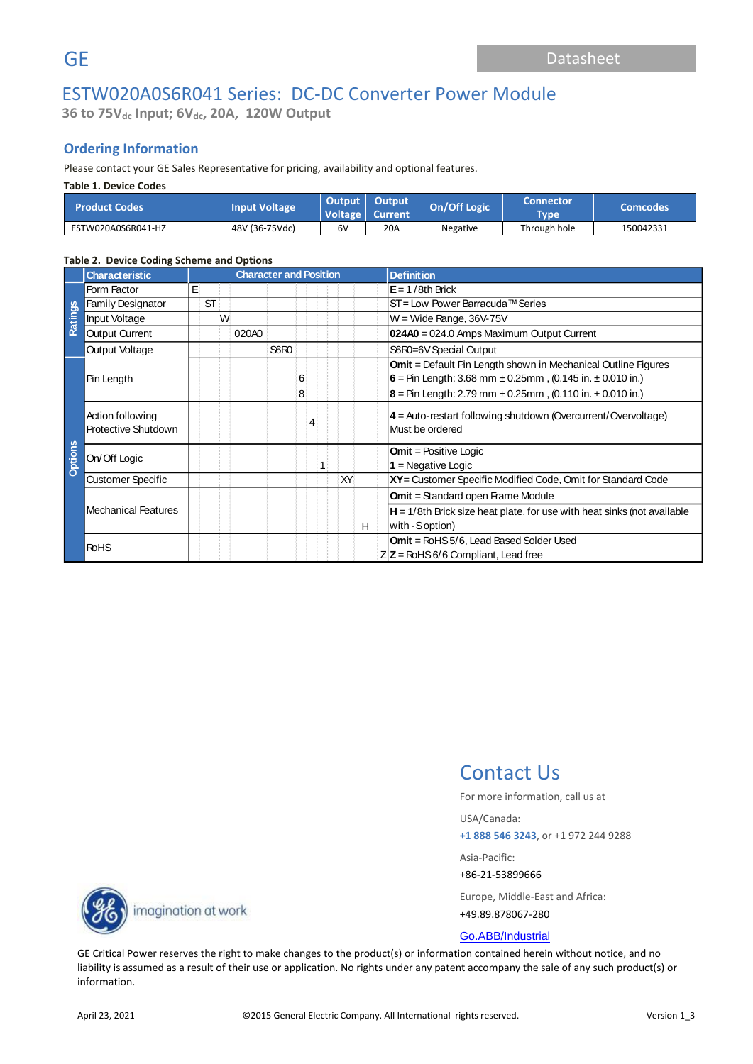GE

# ESTW020A0S6R041 Series: DC-DC Converter Power Module

**36 to 75V$_{dc}$ Input; 6V$_{dc}$, 20A, 120W Output**

## Ordering Information

Please contact your GE Sales Representative for pricing, availability and optional features.

**Table 1. Device Codes**

| Product Codes | Input Voltage | Output Voltage | Output Current | On/Off Logic | Connector Type | Comcodes |
|---|---|---|---|---|---|---|
| ESTW020A0S6R041-HZ | 48V (36-75Vdc) | 6V | 20A | Negative | Through hole | 150042331 |

**Table 2. Device Coding Scheme and Options**

| | Characteristic | Character and Position | Definition |
|---|---|---|---|
| Ratings | Form Factor | E | **E** = 1/8th Brick |
| | Family Designator | ST | ST = Low Power Barracuda™ Series |
| | Input Voltage | W | W = Wide Range, 36V-75V |
| | Output Current | 020A0 | **024A0** = 024.0 Amps Maximum Output Current |
| | Output Voltage | S6R0 | S6R0=6V Special Output |
| Options | Pin Length | 6<br>8 | **Omit** = Default Pin Length shown in Mechanical Outline Figures<br>**6** = Pin Length: 3.68 mm ± 0.25mm , (0.145 in. ± 0.010 in.)<br>**8** = Pin Length: 2.79 mm ± 0.25mm , (0.110 in. ± 0.010 in.) |
| | Action following Protective Shutdown | 4 | **4** = Auto-restart following shutdown (Overcurrent/Overvoltage)<br>Must be ordered |
| | On/Off Logic | 1 | **Omit** = Positive Logic<br>**1** = Negative Logic |
| | Customer Specific | XY | **XY**= Customer Specific Modified Code, Omit for Standard Code |
| | Mechanical Features | H | **Omit** = Standard open Frame Module<br>**H** = 1/8th Brick size heat plate, for use with heat sinks (not available with -S option) |
| | RoHS | Z | **Omit** = RoHS 5/6, Lead Based Solder Used<br>**Z** = RoHS 6/6 Compliant, Lead free |

## Contact Us

For more information, call us at

USA/Canada:

**+1 888 546 3243**, or +1 972 244 9288

Asia-Pacific:

+86-21-53899666

Europe, Middle-East and Africa:

+49.89.878067-280

Go.ABB/Industrial

imagination at work

GE Critical Power reserves the right to make changes to the product(s) or information contained herein without notice, and no liability is assumed as a result of their use or application. No rights under any patent accompany the sale of any such product(s) or information.

April 23, 2021 ©2015 General Electric Company. All International rights reserved. Version 1_3